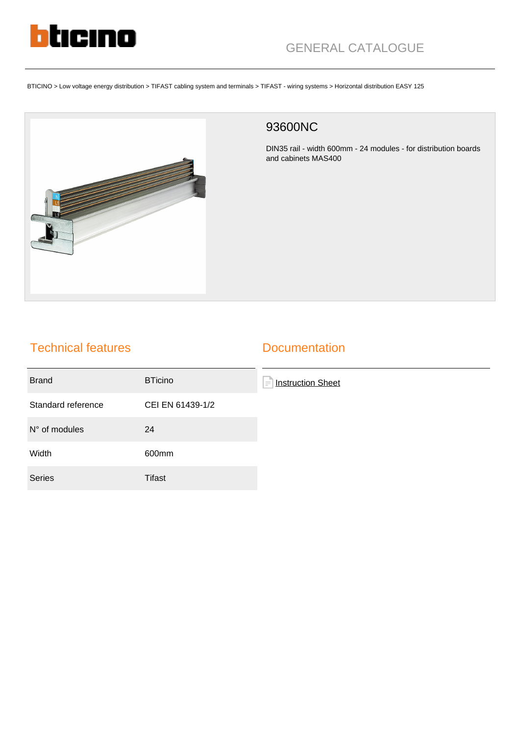GENERAL CATALOGUE

BTICINO > Low voltage energy distribution > TIFAST cabling system and terminals > TIFAST - wiring systems > Horizontal distribution EASY 125

# 93600NC

DIN35 rail - width 600mm - 24 modules - for distribution boards and cabinets MAS400

## Technical features

| | |
|---|---|
| Brand | BTicino |
| Standard reference | CEI EN 61439-1/2 |
| N° of modules | 24 |
| Width | 600mm |
| Series | Tifast |

## Documentation

Instruction Sheet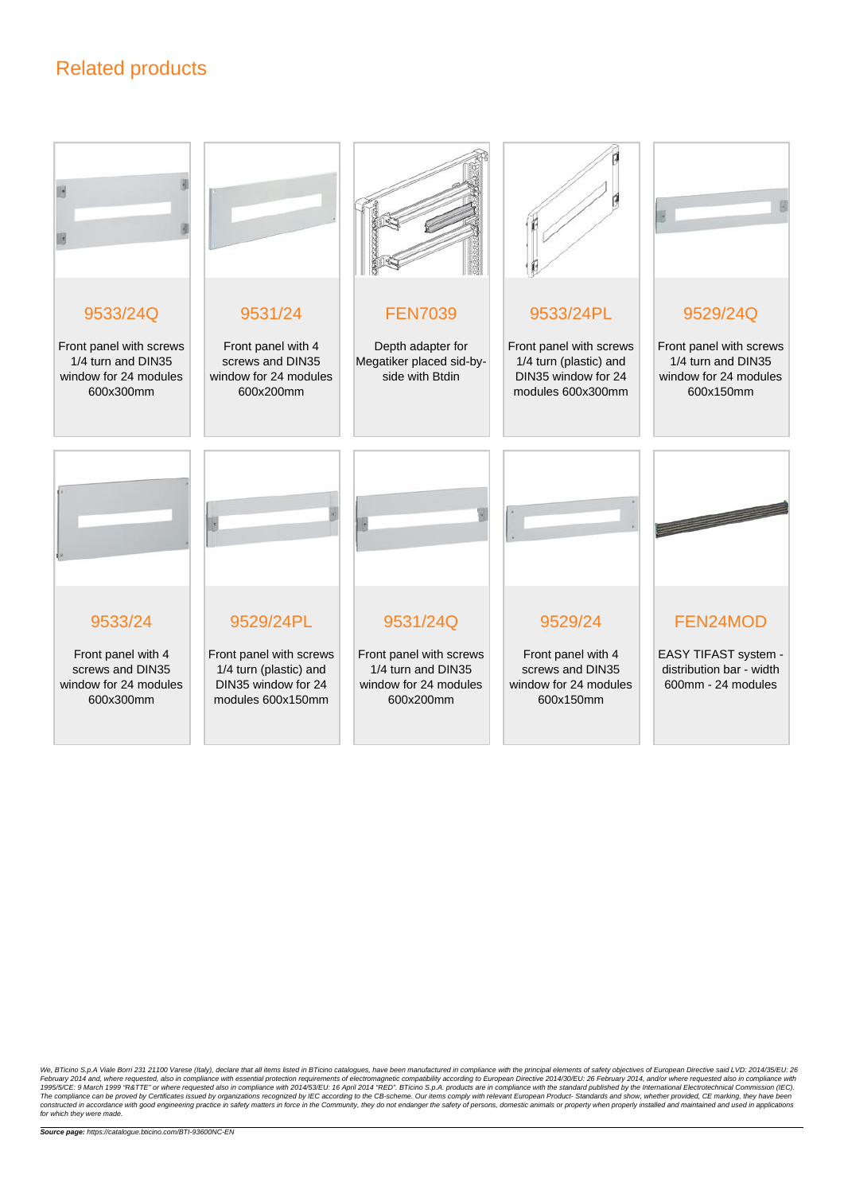## Related products

**9533/24Q**

Front panel with screws 1/4 turn and DIN35 window for 24 modules 600x300mm

**9531/24**

Front panel with 4 screws and DIN35 window for 24 modules 600x200mm

**FEN7039**

Depth adapter for Megatiker placed sid-by-side with Btdin

**9533/24PL**

Front panel with screws 1/4 turn (plastic) and DIN35 window for 24 modules 600x300mm

**9529/24Q**

Front panel with screws 1/4 turn and DIN35 window for 24 modules 600x150mm

**9533/24**

Front panel with 4 screws and DIN35 window for 24 modules 600x300mm

**9529/24PL**

Front panel with screws 1/4 turn (plastic) and DIN35 window for 24 modules 600x150mm

**9531/24Q**

Front panel with screws 1/4 turn and DIN35 window for 24 modules 600x200mm

**9529/24**

Front panel with 4 screws and DIN35 window for 24 modules 600x150mm

**FEN24MOD**

EASY TIFAST system - distribution bar - width 600mm - 24 modules

*We, BTicino S.p.A Viale Borri 231 21100 Varese (Italy), declare that all items listed in BTicino catalogues, have been manufactured in compliance with the principal elements of safety objectives of European Directive said LVD: 2014/35/EU: 26 February 2014 and, where requested, also in compliance with essential protection requirements of electromagnetic compatibility according to European Directive 2014/30/EU: 26 February 2014, and/or where requested also in compliance with 1995/5/CE: 9 March 1999 "R&TTE" or where requested also in compliance with 2014/53/EU: 16 April 2014 "RED". BTicino S.p.A. products are in compliance with the standard published by the International Electrotechnical Commission (IEC). The compliance can be proved by Certificates issued by organizations recognized by IEC according to the CB-scheme. Our items comply with relevant European Product- Standards and show, whether provided, CE marking, they have been constructed in accordance with good engineering practice in safety matters in force in the Community, they do not endanger the safety of persons, domestic animals or property when properly installed and maintained and used in applications for which they were made.*

***Source page:*** *https://catalogue.bticino.com/BTI-93600NC-EN*